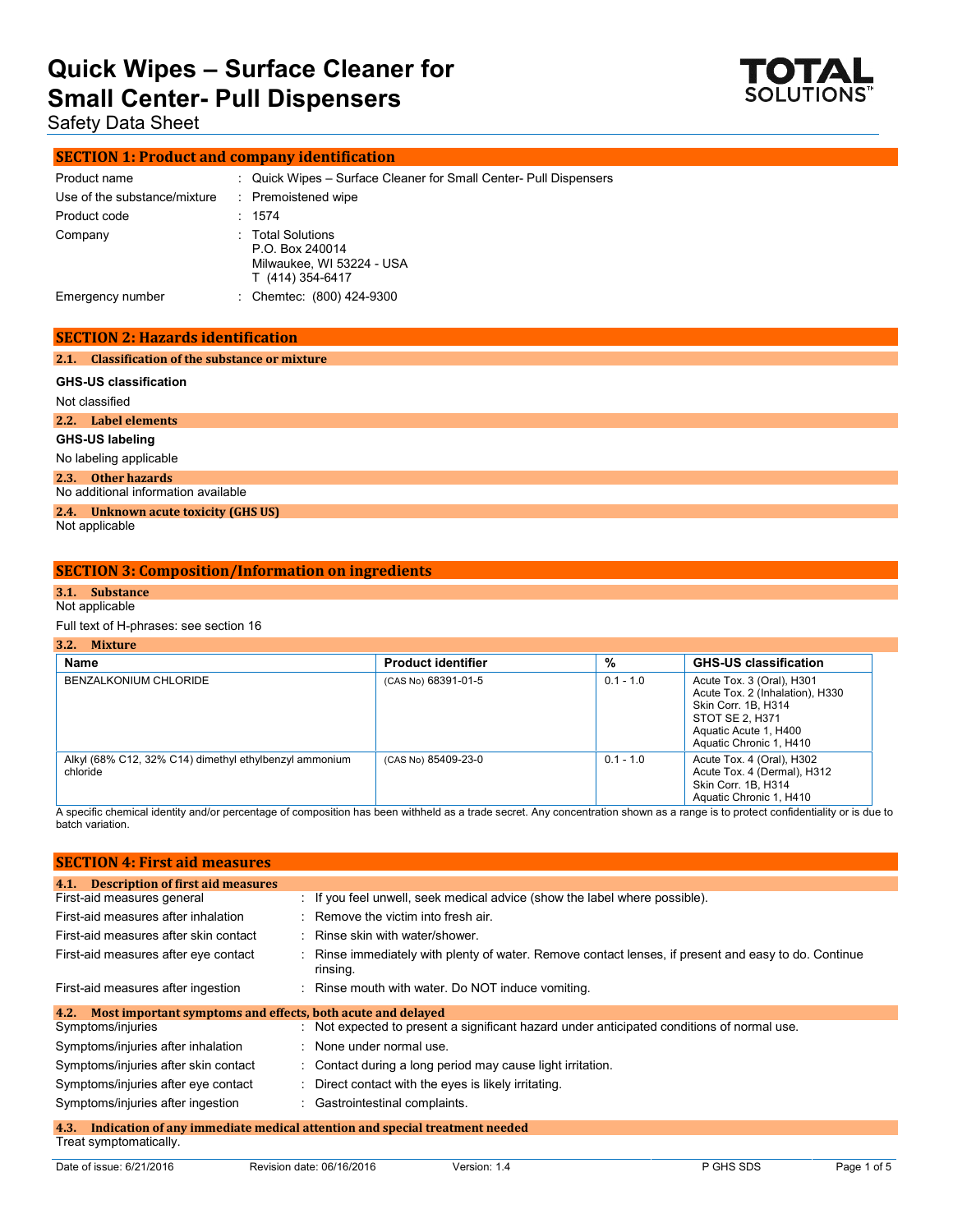# Quick Wipes – Surface Cleaner for Small Center- Pull Dispensers

Safety Data Sheet

## SECTION 1: Product and company identification

| | |
|---|---|
| Product name | : Quick Wipes – Surface Cleaner for Small Center- Pull Dispensers |
| Use of the substance/mixture | : Premoistened wipe |
| Product code | : 1574 |
| Company | : Total Solutions<br>P.O. Box 240014<br>Milwaukee, WI 53224 - USA<br>T (414) 354-6417 |
| Emergency number | : Chemtec: (800) 424-9300 |

## SECTION 2: Hazards identification

### 2.1. Classification of the substance or mixture

**GHS-US classification**

Not classified

### 2.2. Label elements

**GHS-US labeling**

No labeling applicable

### 2.3. Other hazards

No additional information available

### 2.4. Unknown acute toxicity (GHS US)

Not applicable

## SECTION 3: Composition/Information on ingredients

### 3.1. Substance

Not applicable

Full text of H-phrases: see section 16

### 3.2. Mixture

| Name | Product identifier | % | GHS-US classification |
|---|---|---|---|
| BENZALKONIUM CHLORIDE | (CAS No) 68391-01-5 | 0.1 - 1.0 | Acute Tox. 3 (Oral), H301<br>Acute Tox. 2 (Inhalation), H330<br>Skin Corr. 1B, H314<br>STOT SE 2, H371<br>Aquatic Acute 1, H400<br>Aquatic Chronic 1, H410 |
| Alkyl (68% C12, 32% C14) dimethyl ethylbenzyl ammonium chloride | (CAS No) 85409-23-0 | 0.1 - 1.0 | Acute Tox. 4 (Oral), H302<br>Acute Tox. 4 (Dermal), H312<br>Skin Corr. 1B, H314<br>Aquatic Chronic 1, H410 |

A specific chemical identity and/or percentage of composition has been withheld as a trade secret. Any concentration shown as a range is to protect confidentiality or is due to batch variation.

## SECTION 4: First aid measures

### 4.1. Description of first aid measures

| | |
|---|---|
| First-aid measures general | : If you feel unwell, seek medical advice (show the label where possible). |
| First-aid measures after inhalation | : Remove the victim into fresh air. |
| First-aid measures after skin contact | : Rinse skin with water/shower. |
| First-aid measures after eye contact | : Rinse immediately with plenty of water. Remove contact lenses, if present and easy to do. Continue rinsing. |
| First-aid measures after ingestion | : Rinse mouth with water. Do NOT induce vomiting. |

### 4.2. Most important symptoms and effects, both acute and delayed

| | |
|---|---|
| Symptoms/injuries | : Not expected to present a significant hazard under anticipated conditions of normal use. |
| Symptoms/injuries after inhalation | : None under normal use. |
| Symptoms/injuries after skin contact | : Contact during a long period may cause light irritation. |
| Symptoms/injuries after eye contact | : Direct contact with the eyes is likely irritating. |
| Symptoms/injuries after ingestion | : Gastrointestinal complaints. |

### 4.3. Indication of any immediate medical attention and special treatment needed

Treat symptomatically.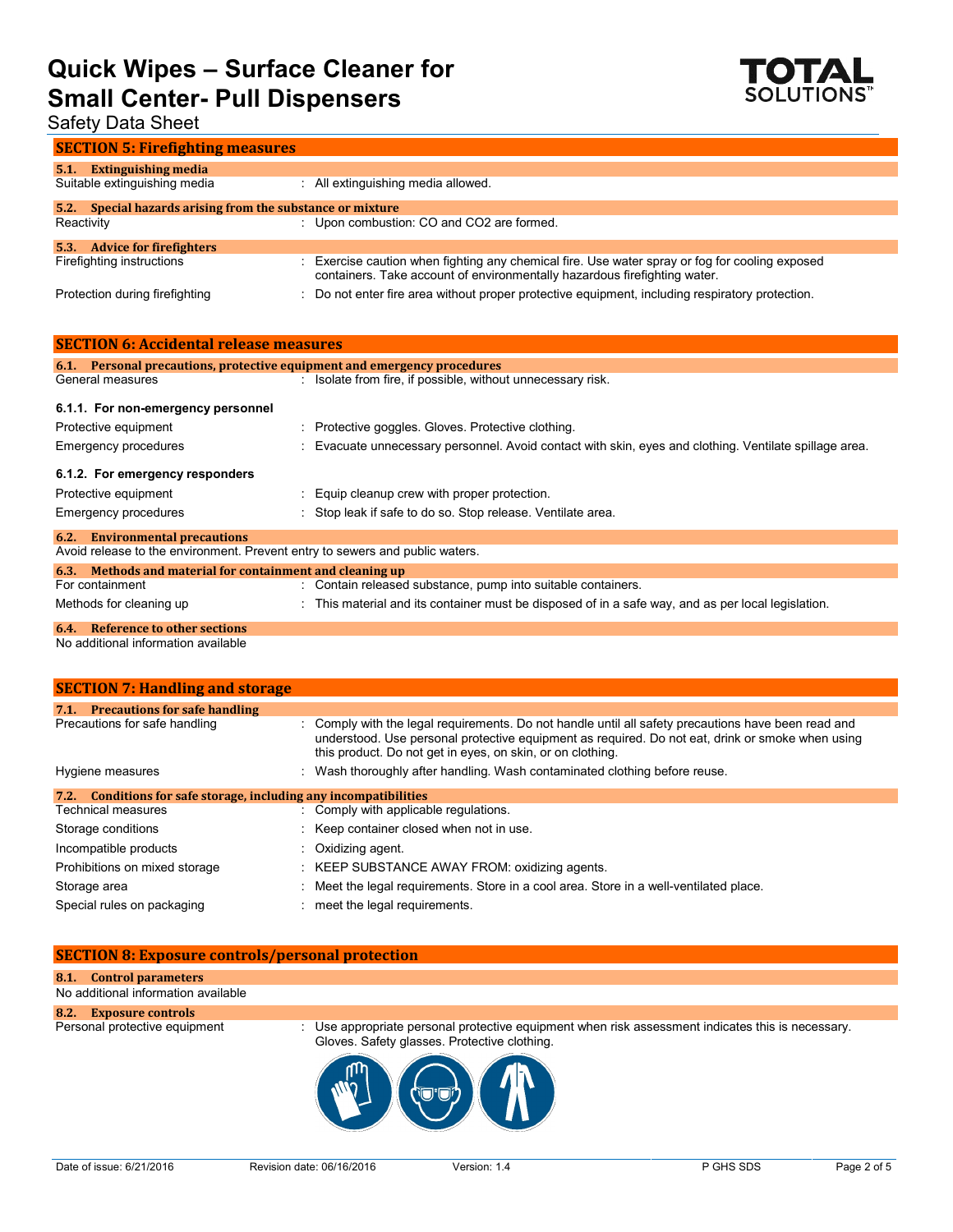## SECTION 5: Firefighting measures

### 5.1. Extinguishing media

| | |
|---|---|
| Suitable extinguishing media | : All extinguishing media allowed. |

### 5.2. Special hazards arising from the substance or mixture

| | |
|---|---|
| Reactivity | : Upon combustion: CO and $CO_2$ are formed. |

### 5.3. Advice for firefighters

| | |
|---|---|
| Firefighting instructions | : Exercise caution when fighting any chemical fire. Use water spray or fog for cooling exposed containers. Take account of environmentally hazardous firefighting water. |
| Protection during firefighting | : Do not enter fire area without proper protective equipment, including respiratory protection. |

## SECTION 6: Accidental release measures

### 6.1. Personal precautions, protective equipment and emergency procedures

| | |
|---|---|
| General measures | : Isolate from fire, if possible, without unnecessary risk. |

#### 6.1.1. For non-emergency personnel

| | |
|---|---|
| Protective equipment | : Protective goggles. Gloves. Protective clothing. |
| Emergency procedures | : Evacuate unnecessary personnel. Avoid contact with skin, eyes and clothing. Ventilate spillage area. |

#### 6.1.2. For emergency responders

| | |
|---|---|
| Protective equipment | : Equip cleanup crew with proper protection. |
| Emergency procedures | : Stop leak if safe to do so. Stop release. Ventilate area. |

### 6.2. Environmental precautions

Avoid release to the environment. Prevent entry to sewers and public waters.

### 6.3. Methods and material for containment and cleaning up

| | |
|---|---|
| For containment | : Contain released substance, pump into suitable containers. |
| Methods for cleaning up | : This material and its container must be disposed of in a safe way, and as per local legislation. |

### 6.4. Reference to other sections

No additional information available

## SECTION 7: Handling and storage

### 7.1. Precautions for safe handling

| | |
|---|---|
| Precautions for safe handling | : Comply with the legal requirements. Do not handle until all safety precautions have been read and understood. Use personal protective equipment as required. Do not eat, drink or smoke when using this product. Do not get in eyes, on skin, or on clothing. |
| Hygiene measures | : Wash thoroughly after handling. Wash contaminated clothing before reuse. |

### 7.2. Conditions for safe storage, including any incompatibilities

| | |
|---|---|
| Technical measures | : Comply with applicable regulations. |
| Storage conditions | : Keep container closed when not in use. |
| Incompatible products | : Oxidizing agent. |
| Prohibitions on mixed storage | : KEEP SUBSTANCE AWAY FROM: oxidizing agents. |
| Storage area | : Meet the legal requirements. Store in a cool area. Store in a well-ventilated place. |
| Special rules on packaging | : meet the legal requirements. |

## SECTION 8: Exposure controls/personal protection

### 8.1. Control parameters

No additional information available

### 8.2. Exposure controls

| | |
|---|---|
| Personal protective equipment | : Use appropriate personal protective equipment when risk assessment indicates this is necessary. Gloves. Safety glasses. Protective clothing. |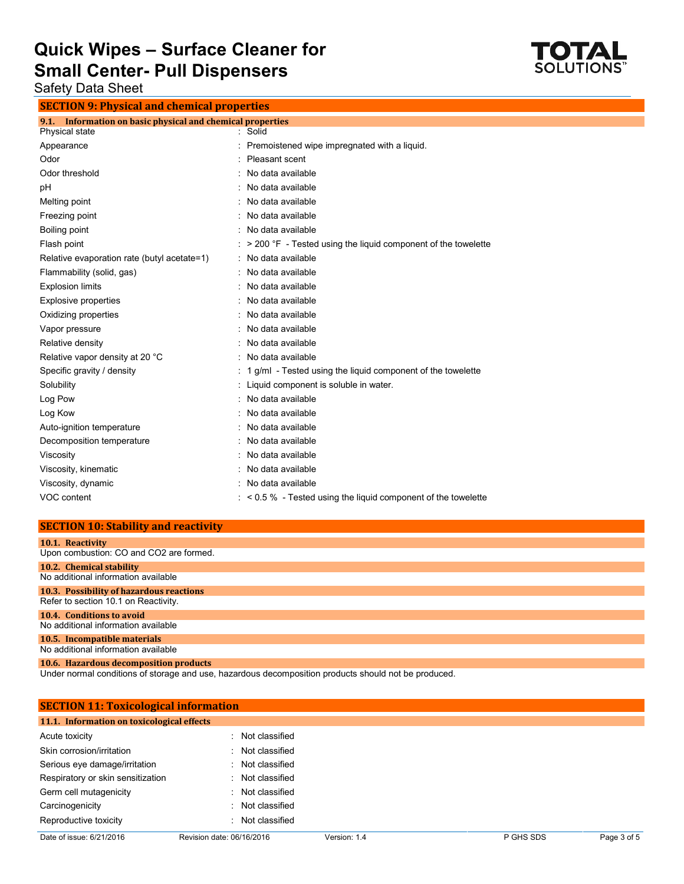## SECTION 9: Physical and chemical properties

### 9.1. Information on basic physical and chemical properties

| Property | Value |
|---|---|
| Physical state | Solid |
| Appearance | Premoistened wipe impregnated with a liquid. |
| Odor | Pleasant scent |
| Odor threshold | No data available |
| pH | No data available |
| Melting point | No data available |
| Freezing point | No data available |
| Boiling point | No data available |
| Flash point | > 200 °F - Tested using the liquid component of the towelette |
| Relative evaporation rate (butyl acetate=1) | No data available |
| Flammability (solid, gas) | No data available |
| Explosion limits | No data available |
| Explosive properties | No data available |
| Oxidizing properties | No data available |
| Vapor pressure | No data available |
| Relative density | No data available |
| Relative vapor density at 20 °C | No data available |
| Specific gravity / density | 1 g/ml - Tested using the liquid component of the towelette |
| Solubility | Liquid component is soluble in water. |
| Log Pow | No data available |
| Log Kow | No data available |
| Auto-ignition temperature | No data available |
| Decomposition temperature | No data available |
| Viscosity | No data available |
| Viscosity, kinematic | No data available |
| Viscosity, dynamic | No data available |
| VOC content | < 0.5 % - Tested using the liquid component of the towelette |

## SECTION 10: Stability and reactivity

### 10.1. Reactivity

Upon combustion: CO and $CO_2$ are formed.

### 10.2. Chemical stability

No additional information available

### 10.3. Possibility of hazardous reactions

Refer to section 10.1 on Reactivity.

### 10.4. Conditions to avoid

No additional information available

### 10.5. Incompatible materials

No additional information available

### 10.6. Hazardous decomposition products

Under normal conditions of storage and use, hazardous decomposition products should not be produced.

## SECTION 11: Toxicological information

### 11.1. Information on toxicological effects

| Effect | Classification |
|---|---|
| Acute toxicity | Not classified |
| Skin corrosion/irritation | Not classified |
| Serious eye damage/irritation | Not classified |
| Respiratory or skin sensitization | Not classified |
| Germ cell mutagenicity | Not classified |
| Carcinogenicity | Not classified |
| Reproductive toxicity | Not classified |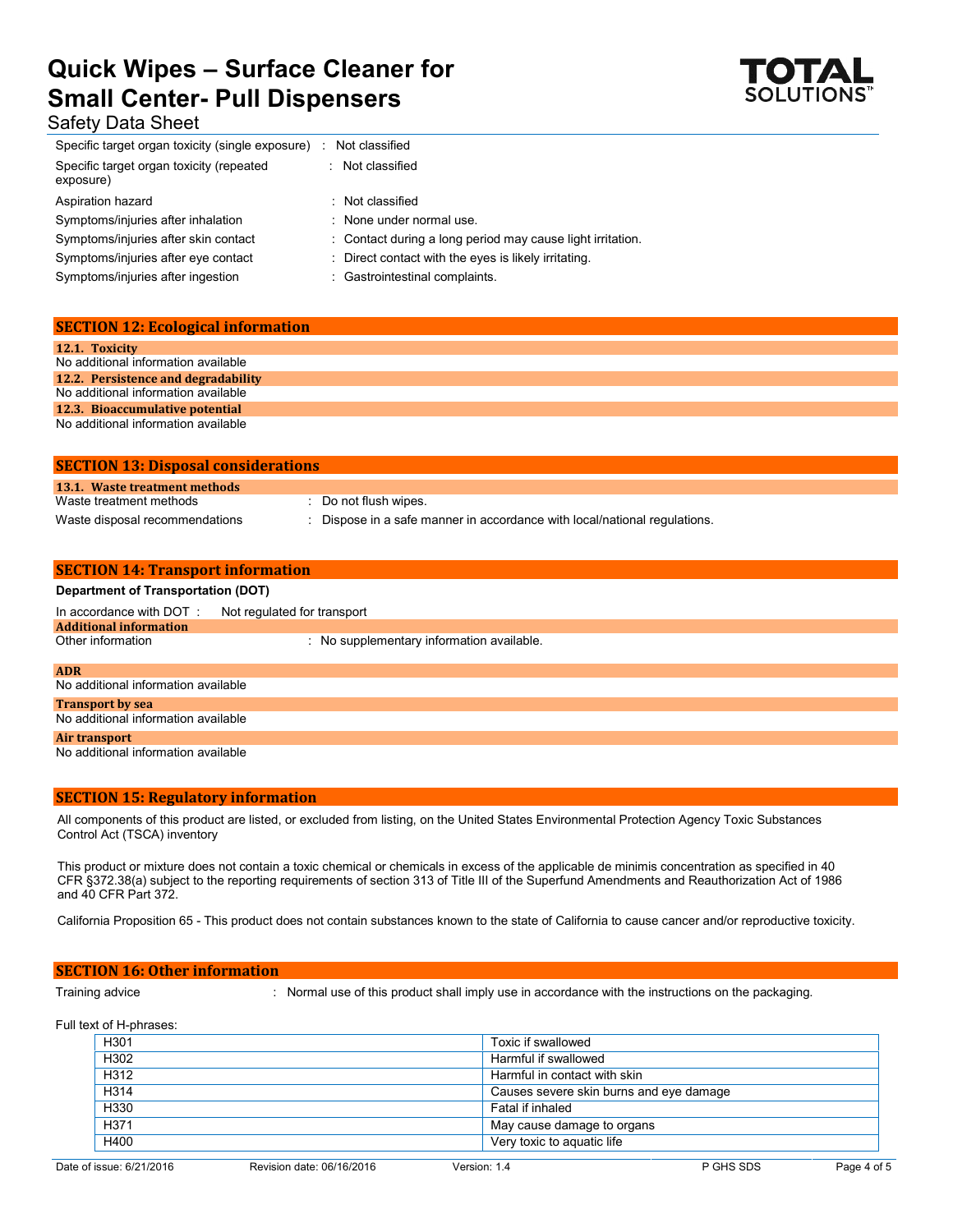| | |
|---|---|
| Specific target organ toxicity (single exposure) | : Not classified |
| Specific target organ toxicity (repeated exposure) | : Not classified |
| Aspiration hazard | : Not classified |
| Symptoms/injuries after inhalation | : None under normal use. |
| Symptoms/injuries after skin contact | : Contact during a long period may cause light irritation. |
| Symptoms/injuries after eye contact | : Direct contact with the eyes is likely irritating. |
| Symptoms/injuries after ingestion | : Gastrointestinal complaints. |

## SECTION 12: Ecological information

### 12.1. Toxicity

No additional information available

### 12.2. Persistence and degradability

No additional information available

### 12.3. Bioaccumulative potential

No additional information available

## SECTION 13: Disposal considerations

### 13.1. Waste treatment methods

| | |
|---|---|
| Waste treatment methods | : Do not flush wipes. |
| Waste disposal recommendations | : Dispose in a safe manner in accordance with local/national regulations. |

## SECTION 14: Transport information

**Department of Transportation (DOT)**

In accordance with DOT : Not regulated for transport

### Additional information

Other information : No supplementary information available.

### ADR

No additional information available

### Transport by sea

No additional information available

### Air transport

No additional information available

## SECTION 15: Regulatory information

All components of this product are listed, or excluded from listing, on the United States Environmental Protection Agency Toxic Substances Control Act (TSCA) inventory

This product or mixture does not contain a toxic chemical or chemicals in excess of the applicable de minimis concentration as specified in 40 CFR §372.38(a) subject to the reporting requirements of section 313 of Title III of the Superfund Amendments and Reauthorization Act of 1986 and 40 CFR Part 372.

California Proposition 65 - This product does not contain substances known to the state of California to cause cancer and/or reproductive toxicity.

## SECTION 16: Other information

Training advice : Normal use of this product shall imply use in accordance with the instructions on the packaging.

Full text of H-phrases:

| | |
|---|---|
| H301 | Toxic if swallowed |
| H302 | Harmful if swallowed |
| H312 | Harmful in contact with skin |
| H314 | Causes severe skin burns and eye damage |
| H330 | Fatal if inhaled |
| H371 | May cause damage to organs |
| H400 | Very toxic to aquatic life |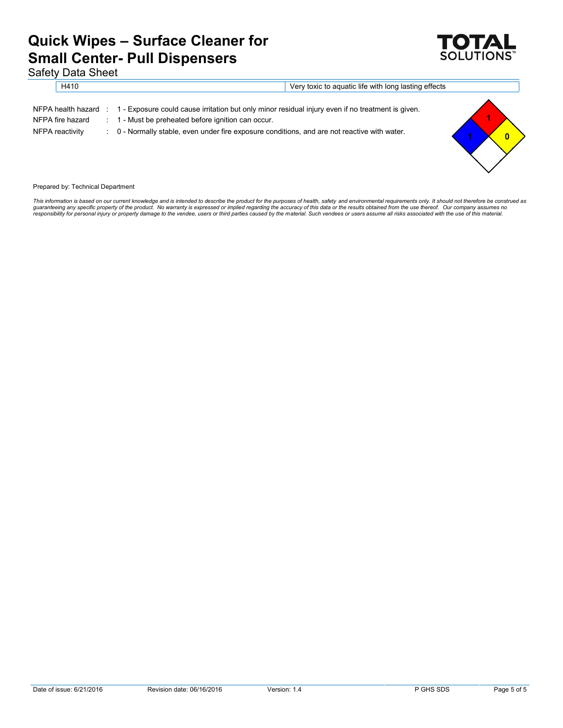| | |
|---|---|
| H410 | Very toxic to aquatic life with long lasting effects |

NFPA health hazard : 1 - Exposure could cause irritation but only minor residual injury even if no treatment is given.

NFPA fire hazard : 1 - Must be preheated before ignition can occur.

NFPA reactivity : 0 - Normally stable, even under fire exposure conditions, and are not reactive with water.

1

1

0

Prepared by: Technical Department

*This information is based on our current knowledge and is intended to describe the product for the purposes of health, safety and environmental requirements only. It should not therefore be construed as guaranteeing any specific property of the product. No warranty is expressed or implied regarding the accuracy of this data or the results obtained from the use thereof. Our company assumes no responsibility for personal injury or property damage to the vendee, users or third parties caused by the material. Such vendees or users assume all risks associated with the use of this material.*